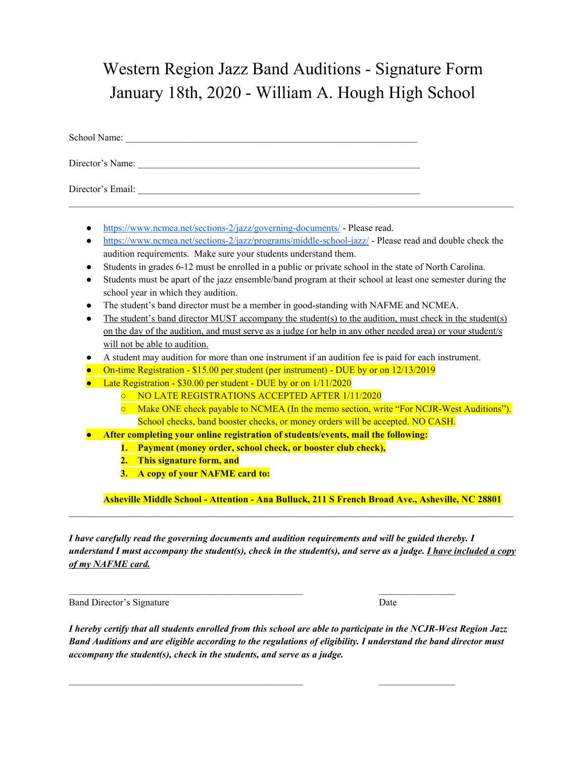# Western Region Jazz Band Auditions - Signature Form
# January 18th, 2020 - William A. Hough High School

School Name: ___________________________________________________________

Director's Name: ___________________________________________________________

Director's Email: ___________________________________________________________

---

- https://www.ncmea.net/sections-2/jazz/governing-documents/ - Please read.
- https://www.ncmea.net/sections-2/jazz/programs/middle-school-jazz/ - Please read and double check the audition requirements. Make sure your students understand them.
- Students in grades 6-12 must be enrolled in a public or private school in the state of North Carolina.
- Students must be apart of the jazz ensemble/band program at their school at least one semester during the school year in which they audition.
- The student's band director must be a member in good-standing with NAFME and NCMEA.
- <u>The student's band director MUST accompany the student(s) to the audition, must check in the student(s) on the day of the audition, and must serve as a judge (or help in any other needed area) or your student/s will not be able to audition.</u>
- A student may audition for more than one instrument if an audition fee is paid for each instrument.
- On-time Registration - $15.00 per student (per instrument) - DUE by or on 12/13/2019
- Late Registration - $30.00 per student - DUE by or on 1/11/2020
  - NO LATE REGISTRATIONS ACCEPTED AFTER 1/11/2020
  - Make ONE check payable to NCMEA (In the memo section, write "For NCJR-West Auditions"). School checks, band booster checks, or money orders will be accepted. NO CASH.
- **After completing your online registration of students/events, mail the following:**
  1. **Payment (money order, school check, or booster club check),**
  2. **This signature form, and**
  3. **A copy of your NAFME card to:**

  **Asheville Middle School - Attention - Ana Bulluck, 211 S French Broad Ave., Asheville, NC 28801**

---

***I have carefully read the governing documents and audition requirements and will be guided thereby. I understand I must accompany the student(s), check in the student(s), and serve as a judge. <u>I have included a copy of my NAFME card.</u>***

_______________________________________________ ________________

Band Director's Signature Date

***I hereby certify that all students enrolled from this school are able to participate in the NCJR-West Region Jazz Band Auditions and are eligible according to the regulations of eligibility. I understand the band director must accompany the student(s), check in the students, and serve as a judge.***

_______________________________________________ ________________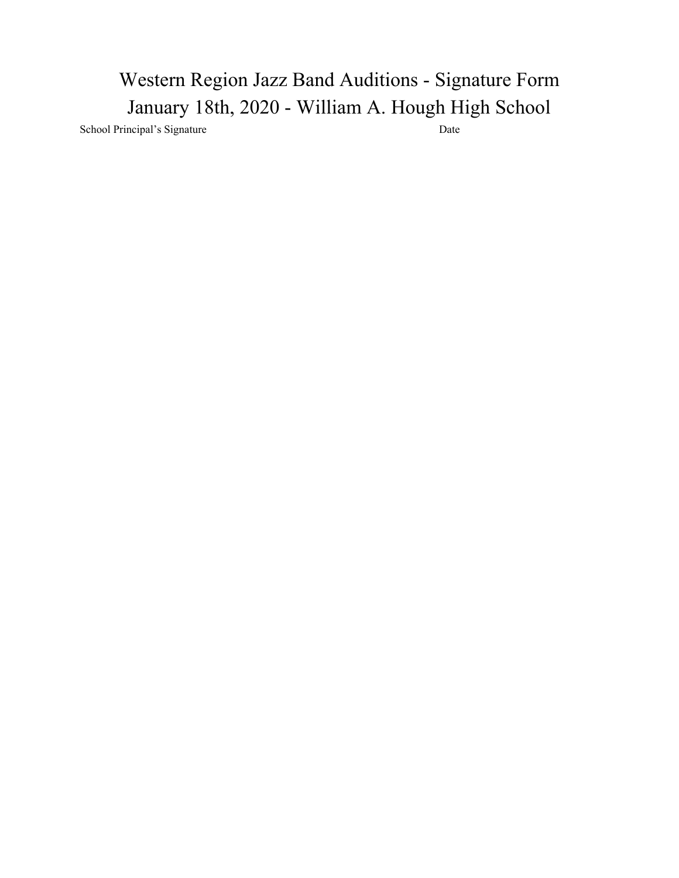# Western Region Jazz Band Auditions - Signature Form
# January 18th, 2020 - William A. Hough High School

School Principal's Signature Date